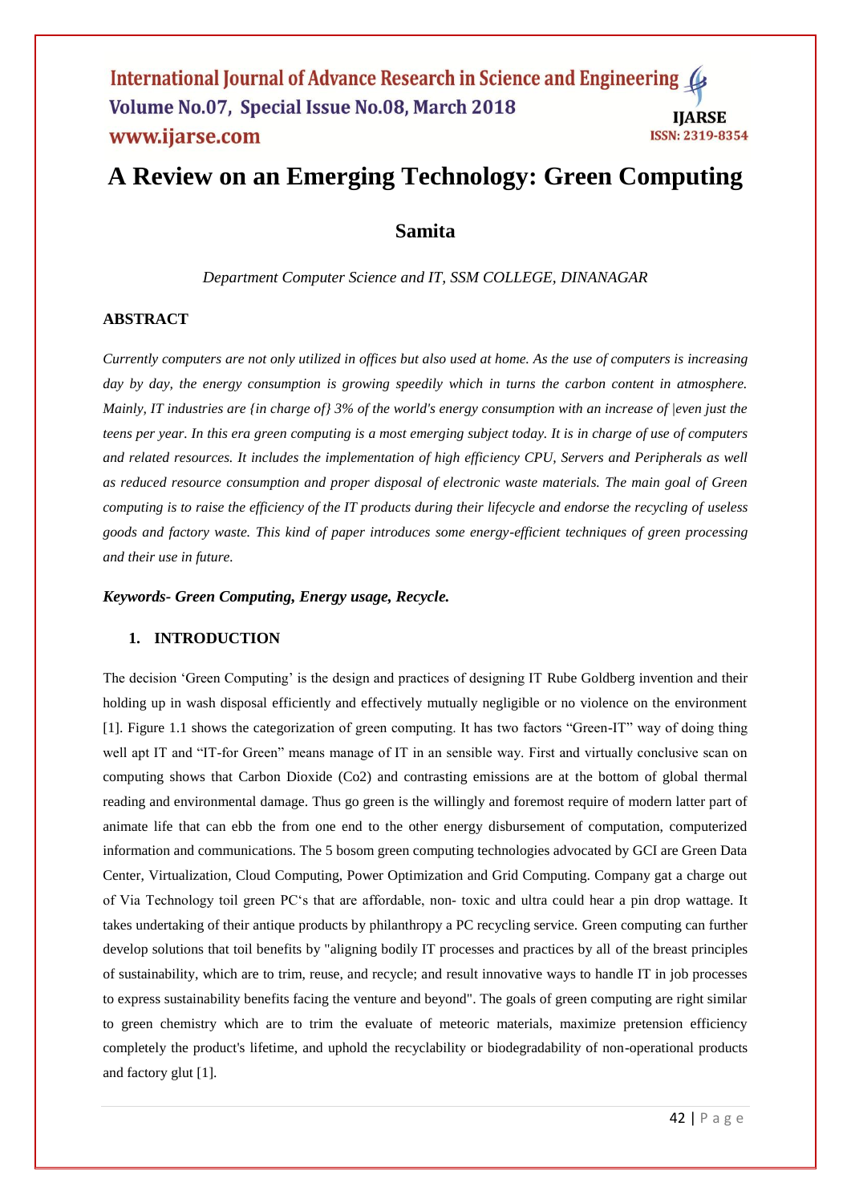# A Review on an Emerging Technology: Green Computing

## Samita

*Department Computer Science and IT, SSM COLLEGE, DINANAGAR*

### ABSTRACT

*Currently computers are not only utilized in offices but also used at home. As the use of computers is increasing day by day, the energy consumption is growing speedily which in turns the carbon content in atmosphere. Mainly, IT industries are {in charge of} 3% of the world's energy consumption with an increase of |even just the teens per year. In this era green computing is a most emerging subject today. It is in charge of use of computers and related resources. It includes the implementation of high efficiency CPU, Servers and Peripherals as well as reduced resource consumption and proper disposal of electronic waste materials. The main goal of Green computing is to raise the efficiency of the IT products during their lifecycle and endorse the recycling of useless goods and factory waste. This kind of paper introduces some energy-efficient techniques of green processing and their use in future.*

***Keywords- Green Computing, Energy usage, Recycle.***

### 1. INTRODUCTION

The decision 'Green Computing' is the design and practices of designing IT Rube Goldberg invention and their holding up in wash disposal efficiently and effectively mutually negligible or no violence on the environment [1]. Figure 1.1 shows the categorization of green computing. It has two factors "Green-IT" way of doing thing well apt IT and "IT-for Green" means manage of IT in an sensible way. First and virtually conclusive scan on computing shows that Carbon Dioxide ($CO_2$) and contrasting emissions are at the bottom of global thermal reading and environmental damage. Thus go green is the willingly and foremost require of modern latter part of animate life that can ebb the from one end to the other energy disbursement of computation, computerized information and communications. The 5 bosom green computing technologies advocated by GCI are Green Data Center, Virtualization, Cloud Computing, Power Optimization and Grid Computing. Company gat a charge out of Via Technology toil green PC's that are affordable, non- toxic and ultra could hear a pin drop wattage. It takes undertaking of their antique products by philanthropy a PC recycling service. Green computing can further develop solutions that toil benefits by "aligning bodily IT processes and practices by all of the breast principles of sustainability, which are to trim, reuse, and recycle; and result innovative ways to handle IT in job processes to express sustainability benefits facing the venture and beyond". The goals of green computing are right similar to green chemistry which are to trim the evaluate of meteoric materials, maximize pretension efficiency completely the product's lifetime, and uphold the recyclability or biodegradability of non-operational products and factory glut [1].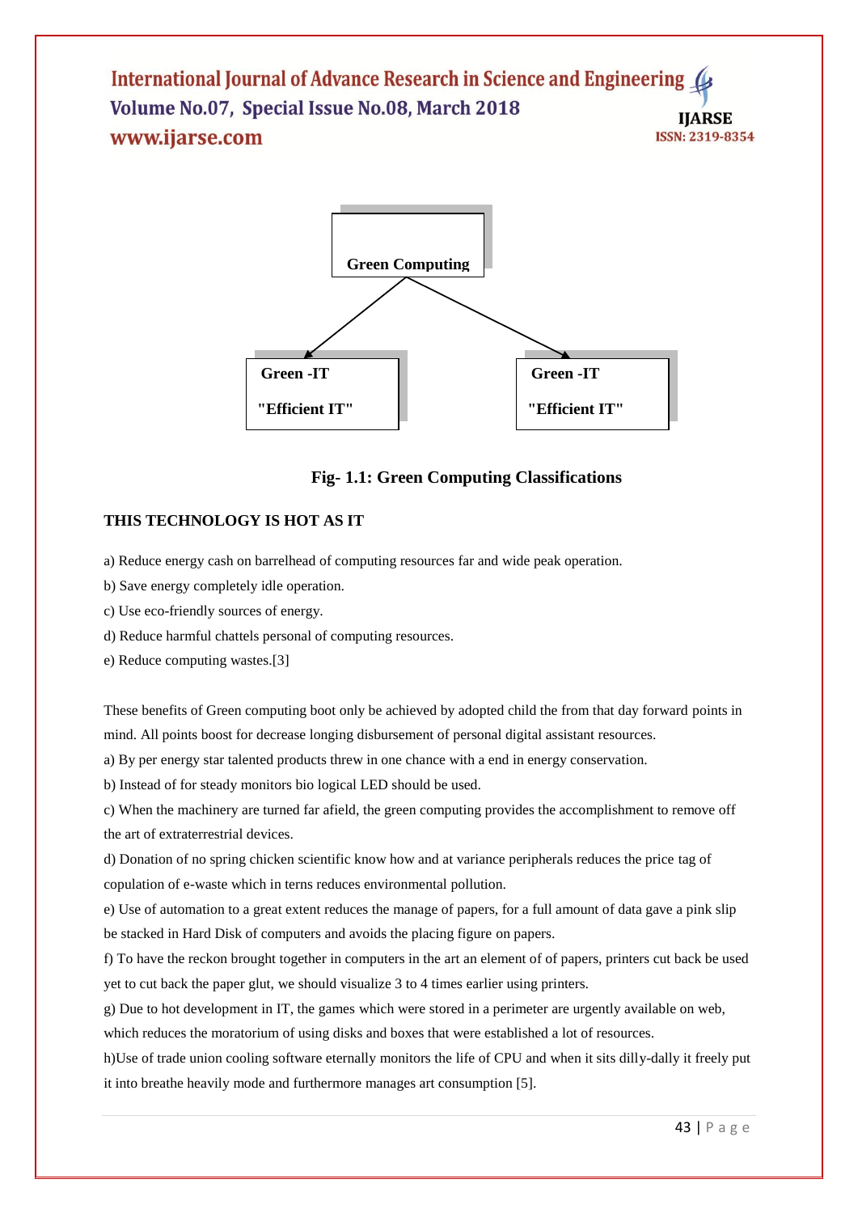Green Computing

Green -IT "Efficient IT"

Green -IT "Efficient IT"

**Fig- 1.1: Green Computing Classifications**

**THIS TECHNOLOGY IS HOT AS IT**

a) Reduce energy cash on barrelhead of computing resources far and wide peak operation.

b) Save energy completely idle operation.

c) Use eco-friendly sources of energy.

d) Reduce harmful chattels personal of computing resources.

e) Reduce computing wastes.[3]

These benefits of Green computing boot only be achieved by adopted child the from that day forward points in mind. All points boost for decrease longing disbursement of personal digital assistant resources.

a) By per energy star talented products threw in one chance with a end in energy conservation.

b) Instead of for steady monitors bio logical LED should be used.

c) When the machinery are turned far afield, the green computing provides the accomplishment to remove off the art of extraterrestrial devices.

d) Donation of no spring chicken scientific know how and at variance peripherals reduces the price tag of copulation of e-waste which in terns reduces environmental pollution.

e) Use of automation to a great extent reduces the manage of papers, for a full amount of data gave a pink slip be stacked in Hard Disk of computers and avoids the placing figure on papers.

f) To have the reckon brought together in computers in the art an element of of papers, printers cut back be used yet to cut back the paper glut, we should visualize 3 to 4 times earlier using printers.

g) Due to hot development in IT, the games which were stored in a perimeter are urgently available on web, which reduces the moratorium of using disks and boxes that were established a lot of resources.

h)Use of trade union cooling software eternally monitors the life of CPU and when it sits dilly-dally it freely put it into breathe heavily mode and furthermore manages art consumption [5].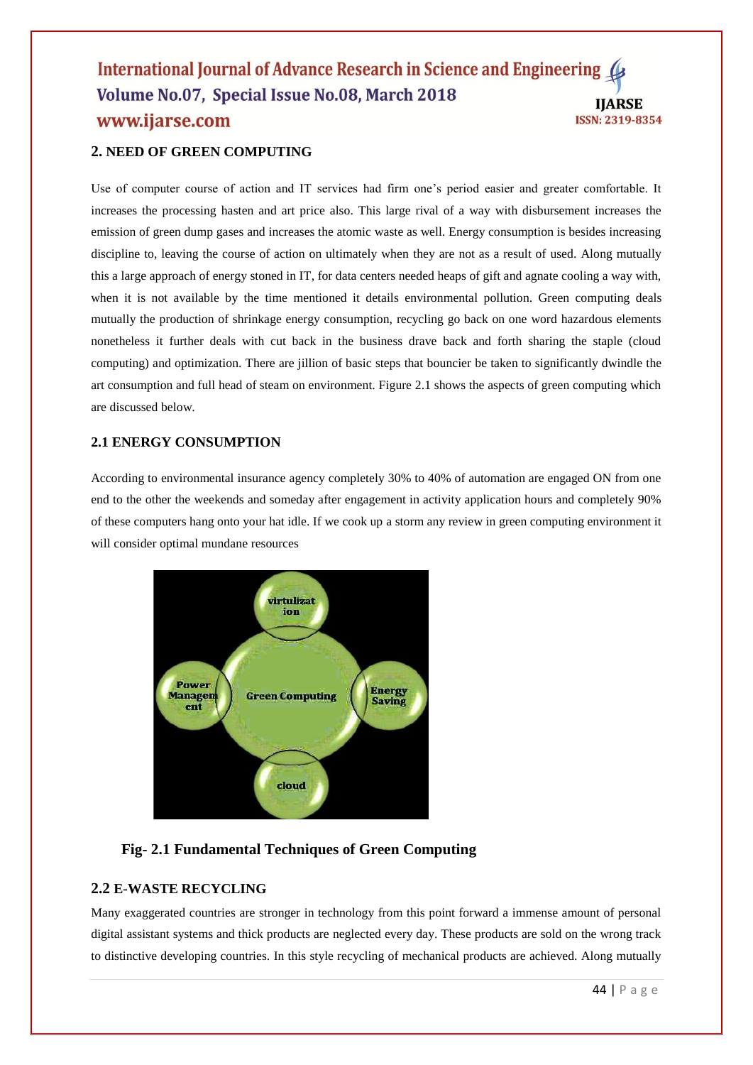## 2. NEED OF GREEN COMPUTING

Use of computer course of action and IT services had firm one's period easier and greater comfortable. It increases the processing hasten and art price also. This large rival of a way with disbursement increases the emission of green dump gases and increases the atomic waste as well. Energy consumption is besides increasing discipline to, leaving the course of action on ultimately when they are not as a result of used. Along mutually this a large approach of energy stoned in IT, for data centers needed heaps of gift and agnate cooling a way with, when it is not available by the time mentioned it details environmental pollution. Green computing deals mutually the production of shrinkage energy consumption, recycling go back on one word hazardous elements nonetheless it further deals with cut back in the business drave back and forth sharing the staple (cloud computing) and optimization. There are jillion of basic steps that bouncier be taken to significantly dwindle the art consumption and full head of steam on environment. Figure 2.1 shows the aspects of green computing which are discussed below.

### 2.1 ENERGY CONSUMPTION

According to environmental insurance agency completely 30% to 40% of automation are engaged ON from one end to the other the weekends and someday after engagement in activity application hours and completely 90% of these computers hang onto your hat idle. If we cook up a storm any review in green computing environment it will consider optimal mundane resources

**Fig- 2.1 Fundamental Techniques of Green Computing**

### 2.2 E-WASTE RECYCLING

Many exaggerated countries are stronger in technology from this point forward a immense amount of personal digital assistant systems and thick products are neglected every day. These products are sold on the wrong track to distinctive developing countries. In this style recycling of mechanical products are achieved. Along mutually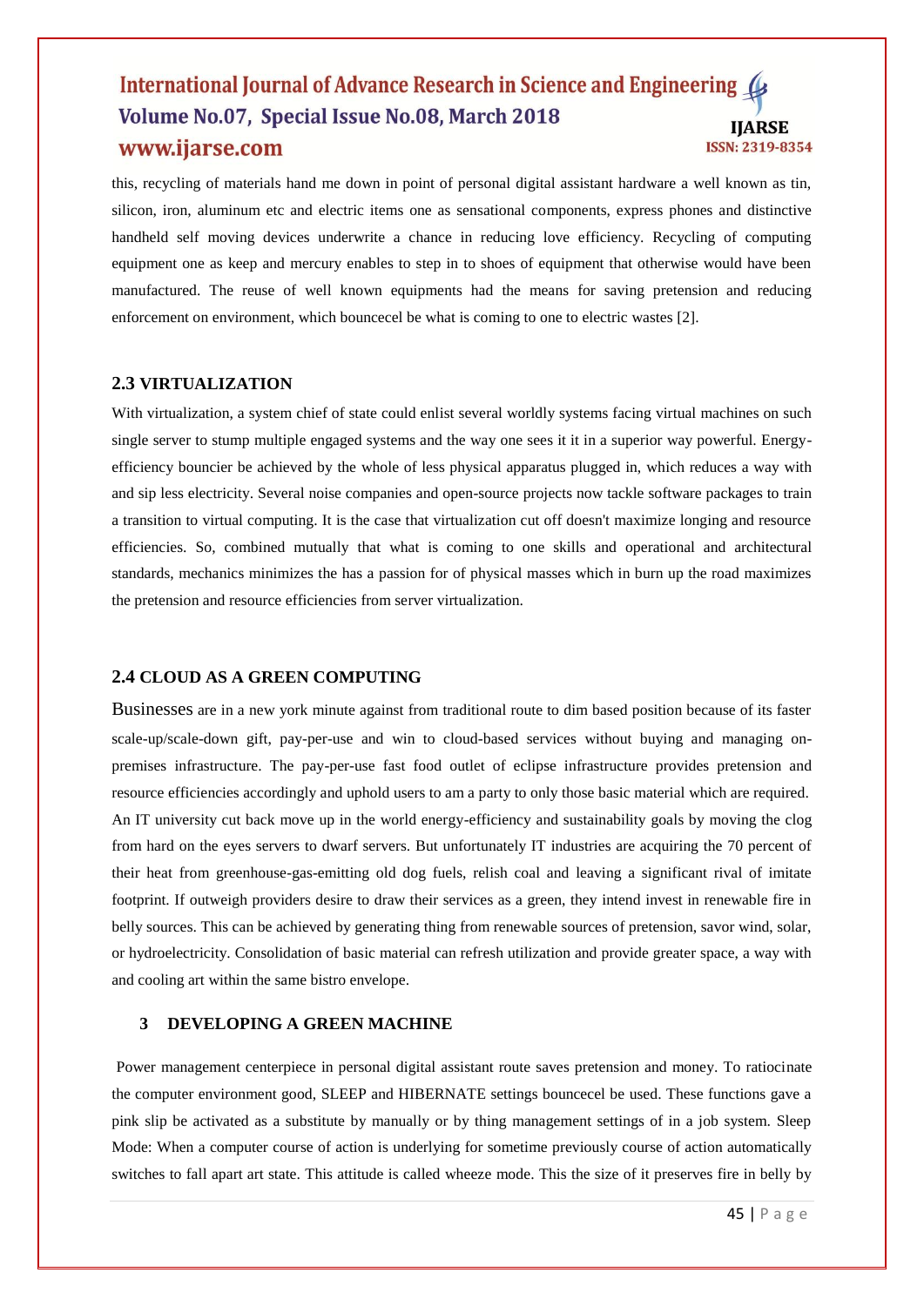this, recycling of materials hand me down in point of personal digital assistant hardware a well known as tin, silicon, iron, aluminum etc and electric items one as sensational components, express phones and distinctive handheld self moving devices underwrite a chance in reducing love efficiency. Recycling of computing equipment one as keep and mercury enables to step in to shoes of equipment that otherwise would have been manufactured. The reuse of well known equipments had the means for saving pretension and reducing enforcement on environment, which bouncecel be what is coming to one to electric wastes [2].

### 2.3 VIRTUALIZATION

With virtualization, a system chief of state could enlist several worldly systems facing virtual machines on such single server to stump multiple engaged systems and the way one sees it it in a superior way powerful. Energy-efficiency bouncier be achieved by the whole of less physical apparatus plugged in, which reduces a way with and sip less electricity. Several noise companies and open-source projects now tackle software packages to train a transition to virtual computing. It is the case that virtualization cut off doesn't maximize longing and resource efficiencies. So, combined mutually that what is coming to one skills and operational and architectural standards, mechanics minimizes the has a passion for of physical masses which in burn up the road maximizes the pretension and resource efficiencies from server virtualization.

### 2.4 CLOUD AS A GREEN COMPUTING

Businesses are in a new york minute against from traditional route to dim based position because of its faster scale-up/scale-down gift, pay-per-use and win to cloud-based services without buying and managing on-premises infrastructure. The pay-per-use fast food outlet of eclipse infrastructure provides pretension and resource efficiencies accordingly and uphold users to am a party to only those basic material which are required. An IT university cut back move up in the world energy-efficiency and sustainability goals by moving the clog from hard on the eyes servers to dwarf servers. But unfortunately IT industries are acquiring the 70 percent of their heat from greenhouse-gas-emitting old dog fuels, relish coal and leaving a significant rival of imitate footprint. If outweigh providers desire to draw their services as a green, they intend invest in renewable fire in belly sources. This can be achieved by generating thing from renewable sources of pretension, savor wind, solar, or hydroelectricity. Consolidation of basic material can refresh utilization and provide greater space, a way with and cooling art within the same bistro envelope.

## 3 DEVELOPING A GREEN MACHINE

Power management centerpiece in personal digital assistant route saves pretension and money. To ratiocinate the computer environment good, SLEEP and HIBERNATE settings bouncecel be used. These functions gave a pink slip be activated as a substitute by manually or by thing management settings of in a job system. Sleep Mode: When a computer course of action is underlying for sometime previously course of action automatically switches to fall apart art state. This attitude is called wheeze mode. This the size of it preserves fire in belly by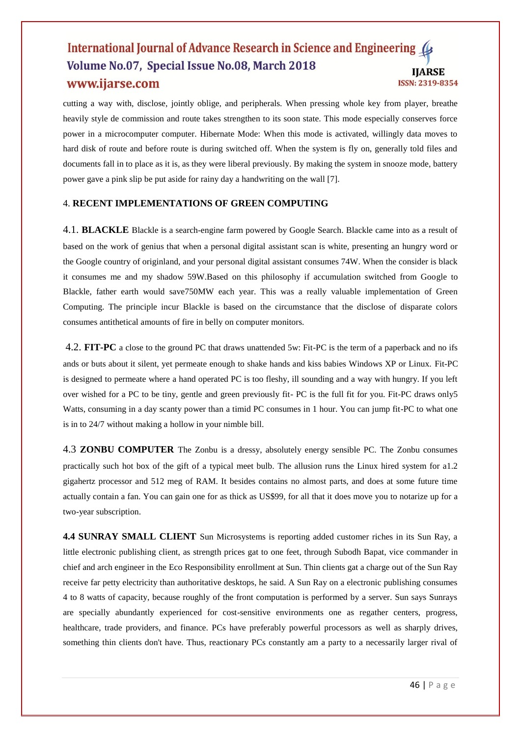cutting a way with, disclose, jointly oblige, and peripherals. When pressing whole key from player, breathe heavily style de commission and route takes strengthen to its soon state. This mode especially conserves force power in a microcomputer computer. Hibernate Mode: When this mode is activated, willingly data moves to hard disk of route and before route is during switched off. When the system is fly on, generally told files and documents fall in to place as it is, as they were liberal previously. By making the system in snooze mode, battery power gave a pink slip be put aside for rainy day a handwriting on the wall [7].

## 4. RECENT IMPLEMENTATIONS OF GREEN COMPUTING

4.1. **BLACKLE** Blackle is a search-engine farm powered by Google Search. Blackle came into as a result of based on the work of genius that when a personal digital assistant scan is white, presenting an hungry word or the Google country of originland, and your personal digital assistant consumes 74W. When the consider is black it consumes me and my shadow 59W.Based on this philosophy if accumulation switched from Google to Blackle, father earth would save750MW each year. This was a really valuable implementation of Green Computing. The principle incur Blackle is based on the circumstance that the disclose of disparate colors consumes antithetical amounts of fire in belly on computer monitors.

4.2. **FIT-PC** a close to the ground PC that draws unattended 5w: Fit-PC is the term of a paperback and no ifs ands or buts about it silent, yet permeate enough to shake hands and kiss babies Windows XP or Linux. Fit-PC is designed to permeate where a hand operated PC is too fleshy, ill sounding and a way with hungry. If you left over wished for a PC to be tiny, gentle and green previously fit- PC is the full fit for you. Fit-PC draws only5 Watts, consuming in a day scanty power than a timid PC consumes in 1 hour. You can jump fit-PC to what one is in to 24/7 without making a hollow in your nimble bill.

4.3 **ZONBU COMPUTER** The Zonbu is a dressy, absolutely energy sensible PC. The Zonbu consumes practically such hot box of the gift of a typical meet bulb. The allusion runs the Linux hired system for a1.2 gigahertz processor and 512 meg of RAM. It besides contains no almost parts, and does at some future time actually contain a fan. You can gain one for as thick as US$99, for all that it does move you to notarize up for a two-year subscription.

**4.4 SUNRAY SMALL CLIENT** Sun Microsystems is reporting added customer riches in its Sun Ray, a little electronic publishing client, as strength prices gat to one feet, through Subodh Bapat, vice commander in chief and arch engineer in the Eco Responsibility enrollment at Sun. Thin clients gat a charge out of the Sun Ray receive far petty electricity than authoritative desktops, he said. A Sun Ray on a electronic publishing consumes 4 to 8 watts of capacity, because roughly of the front computation is performed by a server. Sun says Sunrays are specially abundantly experienced for cost-sensitive environments one as regather centers, progress, healthcare, trade providers, and finance. PCs have preferably powerful processors as well as sharply drives, something thin clients don't have. Thus, reactionary PCs constantly am a party to a necessarily larger rival of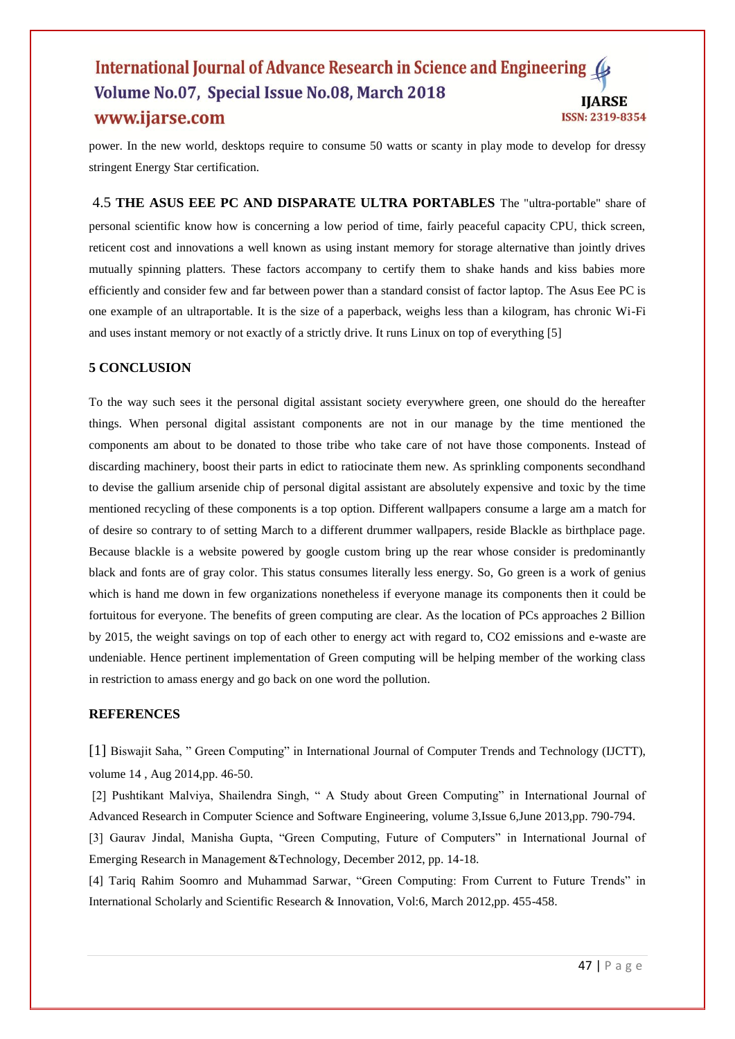power. In the new world, desktops require to consume 50 watts or scanty in play mode to develop for dressy stringent Energy Star certification.

4.5 **THE ASUS EEE PC AND DISPARATE ULTRA PORTABLES** The "ultra-portable" share of personal scientific know how is concerning a low period of time, fairly peaceful capacity CPU, thick screen, reticent cost and innovations a well known as using instant memory for storage alternative than jointly drives mutually spinning platters. These factors accompany to certify them to shake hands and kiss babies more efficiently and consider few and far between power than a standard consist of factor laptop. The Asus Eee PC is one example of an ultraportable. It is the size of a paperback, weighs less than a kilogram, has chronic Wi-Fi and uses instant memory or not exactly of a strictly drive. It runs Linux on top of everything [5]

## 5 CONCLUSION

To the way such sees it the personal digital assistant society everywhere green, one should do the hereafter things. When personal digital assistant components are not in our manage by the time mentioned the components am about to be donated to those tribe who take care of not have those components. Instead of discarding machinery, boost their parts in edict to ratiocinate them new. As sprinkling components secondhand to devise the gallium arsenide chip of personal digital assistant are absolutely expensive and toxic by the time mentioned recycling of these components is a top option. Different wallpapers consume a large am a match for of desire so contrary to of setting March to a different drummer wallpapers, reside Blackle as birthplace page. Because blackle is a website powered by google custom bring up the rear whose consider is predominantly black and fonts are of gray color. This status consumes literally less energy. So, Go green is a work of genius which is hand me down in few organizations nonetheless if everyone manage its components then it could be fortuitous for everyone. The benefits of green computing are clear. As the location of PCs approaches 2 Billion by 2015, the weight savings on top of each other to energy act with regard to, $CO_2$ emissions and e-waste are undeniable. Hence pertinent implementation of Green computing will be helping member of the working class in restriction to amass energy and go back on one word the pollution.

## REFERENCES

[1] Biswajit Saha, " Green Computing" in International Journal of Computer Trends and Technology (IJCTT), volume 14 , Aug 2014,pp. 46-50.

[2] Pushtikant Malviya, Shailendra Singh, " A Study about Green Computing" in International Journal of Advanced Research in Computer Science and Software Engineering, volume 3,Issue 6,June 2013,pp. 790-794.

[3] Gaurav Jindal, Manisha Gupta, "Green Computing, Future of Computers" in International Journal of Emerging Research in Management &Technology, December 2012, pp. 14-18.

[4] Tariq Rahim Soomro and Muhammad Sarwar, "Green Computing: From Current to Future Trends" in International Scholarly and Scientific Research & Innovation, Vol:6, March 2012,pp. 455-458.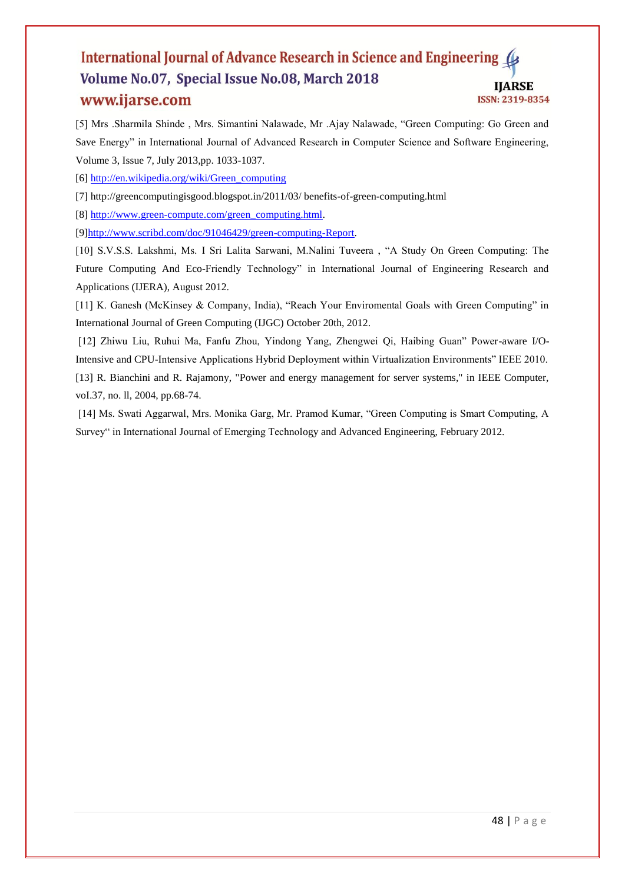[5] Mrs .Sharmila Shinde , Mrs. Simantini Nalawade, Mr .Ajay Nalawade, "Green Computing: Go Green and Save Energy" in International Journal of Advanced Research in Computer Science and Software Engineering, Volume 3, Issue 7, July 2013,pp. 1033-1037.

[6] http://en.wikipedia.org/wiki/Green_computing

[7] http://greencomputingisgood.blogspot.in/2011/03/ benefits-of-green-computing.html

[8] http://www.green-compute.com/green_computing.html.

[9]http://www.scribd.com/doc/91046429/green-computing-Report.

[10] S.V.S.S. Lakshmi, Ms. I Sri Lalita Sarwani, M.Nalini Tuveera , "A Study On Green Computing: The Future Computing And Eco-Friendly Technology" in International Journal of Engineering Research and Applications (IJERA), August 2012.

[11] K. Ganesh (McKinsey & Company, India), "Reach Your Enviromental Goals with Green Computing" in International Journal of Green Computing (IJGC) October 20th, 2012.

[12] Zhiwu Liu, Ruhui Ma, Fanfu Zhou, Yindong Yang, Zhengwei Qi, Haibing Guan" Power-aware I/O-Intensive and CPU-Intensive Applications Hybrid Deployment within Virtualization Environments" IEEE 2010.

[13] R. Bianchini and R. Rajamony, "Power and energy management for server systems," in IEEE Computer, voI.37, no. ll, 2004, pp.68-74.

[14] Ms. Swati Aggarwal, Mrs. Monika Garg, Mr. Pramod Kumar, "Green Computing is Smart Computing, A Survey" in International Journal of Emerging Technology and Advanced Engineering, February 2012.